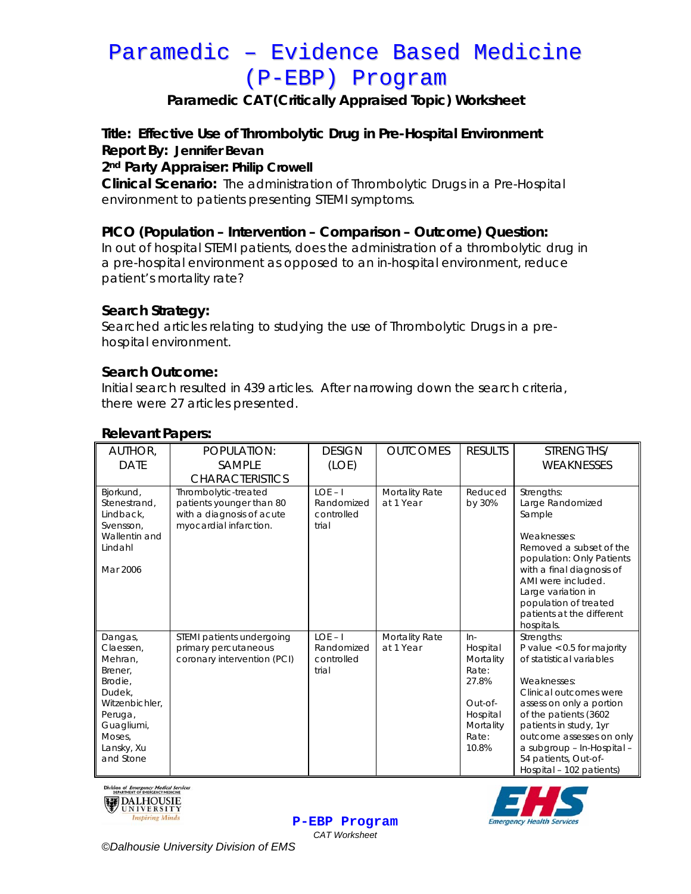// Paramedic – Evidence Based Medicine (P-EBP) Program

**Paramedic CAT (Critically Appraised Topic) Worksheet**

**Title: Effective Use of Thrombolytic Drug in Pre-Hospital Environment**
**Report By: Jennifer Bevan**
**2nd Party Appraiser: Philip Crowell**
**Clinical Scenario:** The administration of Thrombolytic Drugs in a Pre-Hospital environment to patients presenting STEMI symptoms.

**PICO (Population – Intervention – Comparison – Outcome) Question:**
In out of hospital STEMI patients, does the administration of a thrombolytic drug in a pre-hospital environment as opposed to an in-hospital environment, reduce patient's mortality rate?

**Search Strategy:**
Searched articles relating to studying the use of Thrombolytic Drugs in a pre-hospital environment.

**Search Outcome:**
Initial search resulted in 439 articles. After narrowing down the search criteria, there were 27 articles presented.

**Relevant Papers:**

| AUTHOR, DATE | POPULATION: SAMPLE CHARACTERISTICS | DESIGN (LOE) | OUTCOMES | RESULTS | STRENGTHS/ WEAKNESSES |
|---|---|---|---|---|---|
| Bjorkund, Stenestrand, Lindback, Svensson, Wallentin and Lindahl<br><br>Mar 2006 | Thrombolytic-treated patients younger than 80 with a diagnosis of acute myocardial infarction. | LOE – I Randomized controlled trial | Mortality Rate at 1 Year | Reduced by 30% | Strengths: Large Randomized Sample<br><br>Weaknesses: Removed a subset of the population: Only Patients with a final diagnosis of AMI were included. Large variation in population of treated patients at the different hospitals. |
| Dangas, Claessen, Mehran, Brener, Brodie, Dudek, Witzenbichler, Peruga, Guagliumi, Moses, Lansky, Xu and Stone | STEMI patients undergoing primary percutaneous coronary intervention (PCI) | LOE – I Randomized controlled trial | Mortality Rate at 1 Year | In-Hospital Mortality Rate: 27.8%<br><br>Out-of-Hospital Mortality Rate: 10.8% | Strengths: P value < 0.5 for majority of statistical variables<br><br>Weaknesses: Clinical outcomes were assess on only a portion of the patients (3602 patients in study, 1yr outcome assesses on only a subgroup – In-Hospital – 54 patients, Out-of-Hospital – 102 patients) |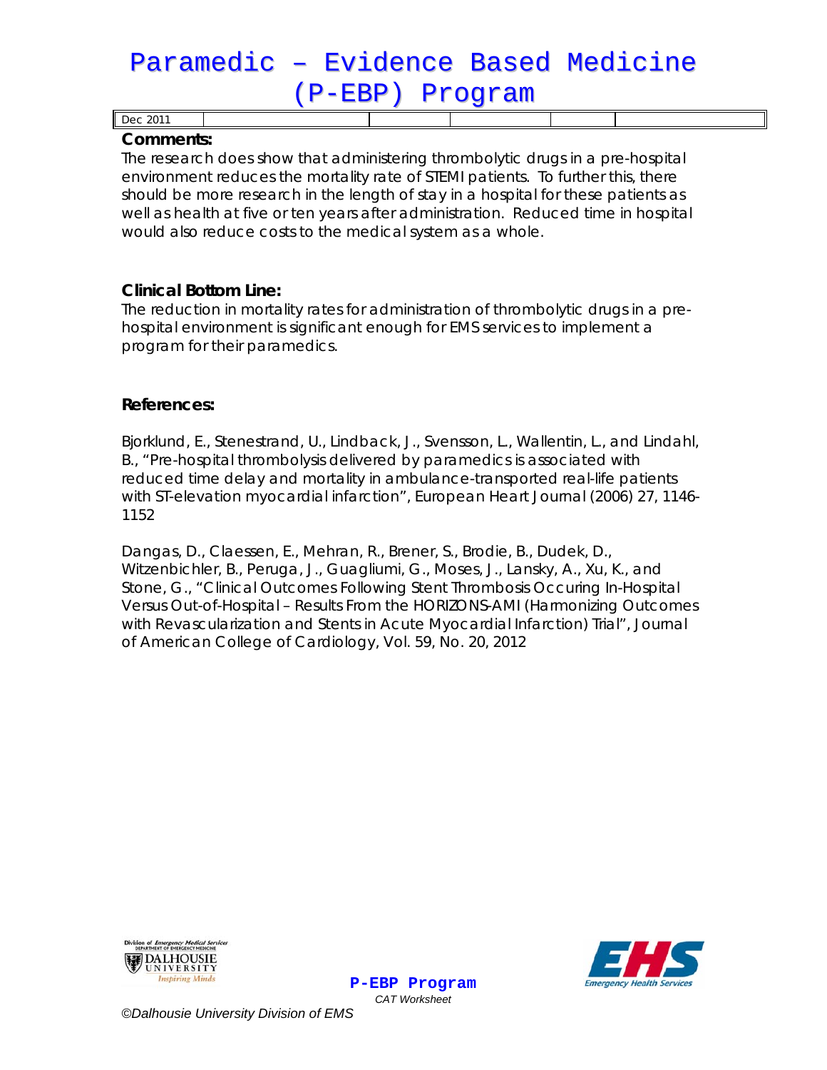**Comments:**

The research does show that administering thrombolytic drugs in a pre-hospital environment reduces the mortality rate of STEMI patients. To further this, there should be more research in the length of stay in a hospital for these patients as well as health at five or ten years after administration. Reduced time in hospital would also reduce costs to the medical system as a whole.

**Clinical Bottom Line:**

The reduction in mortality rates for administration of thrombolytic drugs in a pre-hospital environment is significant enough for EMS services to implement a program for their paramedics.

**References:**

Bjorklund, E., Stenestrand, U., Lindback, J., Svensson, L., Wallentin, L., and Lindahl, B., "Pre-hospital thrombolysis delivered by paramedics is associated with reduced time delay and mortality in ambulance-transported real-life patients with ST-elevation myocardial infarction", European Heart Journal (2006) 27, 1146-1152

Dangas, D., Claessen, E., Mehran, R., Brener, S., Brodie, B., Dudek, D., Witzenbichler, B., Peruga, J., Guagliumi, G., Moses, J., Lansky, A., Xu, K., and Stone, G., "Clinical Outcomes Following Stent Thrombosis Occuring In-Hospital Versus Out-of-Hospital – Results From the HORIZONS-AMI (Harmonizing Outcomes with Revascularization and Stents in Acute Myocardial Infarction) Trial", Journal of American College of Cardiology, Vol. 59, No. 20, 2012